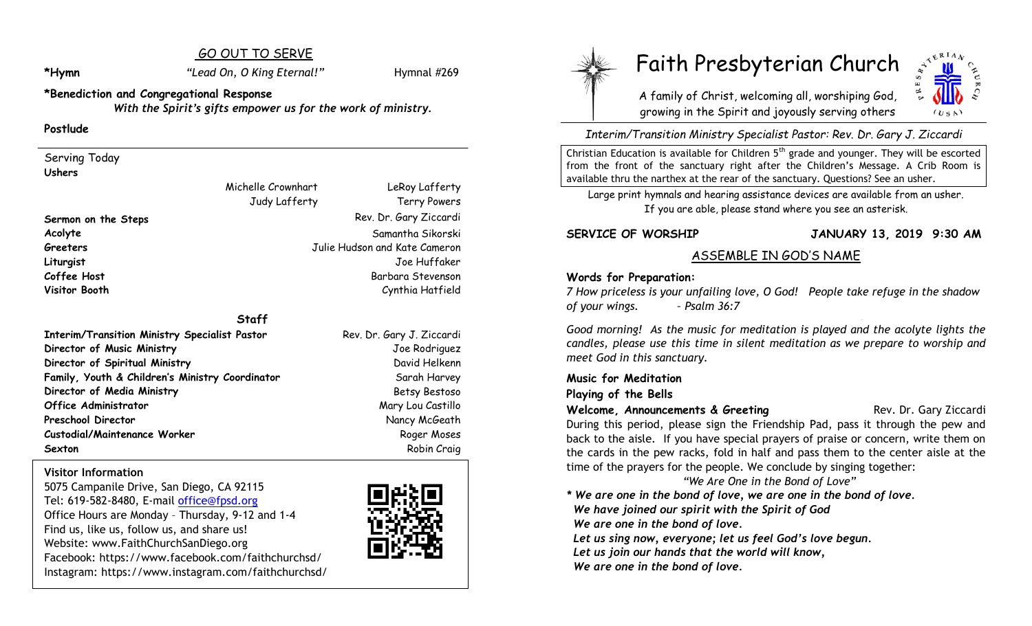## GO OUT TO SERVE

**\*Hymn** *"Lead On, O King Eternal!"* Hymnal #269

**\*Benediction and Congregational Response**
*With the Spirit's gifts empower us for the work of ministry.*

**Postlude**

Serving Today

**Ushers**

Michelle Crownhart, LeRoy Lafferty, Judy Lafferty, Terry Powers

**Sermon on the Steps** Rev. Dr. Gary Ziccardi
**Acolyte** Samantha Sikorski
**Greeters** Julie Hudson and Kate Cameron
**Liturgist** Joe Huffaker
**Coffee Host** Barbara Stevenson
**Visitor Booth** Cynthia Hatfield

### Staff

**Interim/Transition Ministry Specialist Pastor** Rev. Dr. Gary J. Ziccardi
**Director of Music Ministry** Joe Rodriguez
**Director of Spiritual Ministry** David Helkenn
**Family, Youth & Children's Ministry Coordinator** Sarah Harvey
**Director of Media Ministry** Betsy Bestoso
**Office Administrator** Mary Lou Castillo
**Preschool Director** Nancy McGeath
**Custodial/Maintenance Worker** Roger Moses
**Sexton** Robin Craig

**Visitor Information**
5075 Campanile Drive, San Diego, CA 92115
Tel: 619-582-8480, E-mail office@fpsd.org
Office Hours are Monday – Thursday, 9-12 and 1-4
Find us, like us, follow us, and share us!
Website: www.FaithChurchSanDiego.org
Facebook: https://www.facebook.com/faithchurchsd/
Instagram: https://www.instagram.com/faithchurchsd/

# Faith Presbyterian Church

A family of Christ, welcoming all, worshiping God,
growing in the Spirit and joyously serving others

*Interim/Transition Ministry Specialist Pastor: Rev. Dr. Gary J. Ziccardi*

Christian Education is available for Children 5th grade and younger. They will be escorted from the front of the sanctuary right after the Children's Message. A Crib Room is available thru the narthex at the rear of the sanctuary. Questions? See an usher.

Large print hymnals and hearing assistance devices are available from an usher.
If you are able, please stand where you see an asterisk.

**SERVICE OF WORSHIP** **JANUARY 13, 2019 9:30 AM**

## ASSEMBLE IN GOD'S NAME

**Words for Preparation:**
*7 How priceless is your unfailing love, O God! People take refuge in the shadow of your wings. – Psalm 36:7*

*Good morning! As the music for meditation is played and the acolyte lights the candles, please use this time in silent meditation as we prepare to worship and meet God in this sanctuary.*

**Music for Meditation**

**Playing of the Bells**

**Welcome, Announcements & Greeting** Rev. Dr. Gary Ziccardi

During this period, please sign the Friendship Pad, pass it through the pew and back to the aisle. If you have special prayers of praise or concern, write them on the cards in the pew racks, fold in half and pass them to the center aisle at the time of the prayers for the people. We conclude by singing together:

*"We Are One in the Bond of Love"*

*\* **We are one in the bond of love, we are one in the bond of love.***
***We have joined our spirit with the Spirit of God***
***We are one in the bond of love.***
***Let us sing now, everyone; let us feel God's love begun.***
***Let us join our hands that the world will know,***
***We are one in the bond of love.***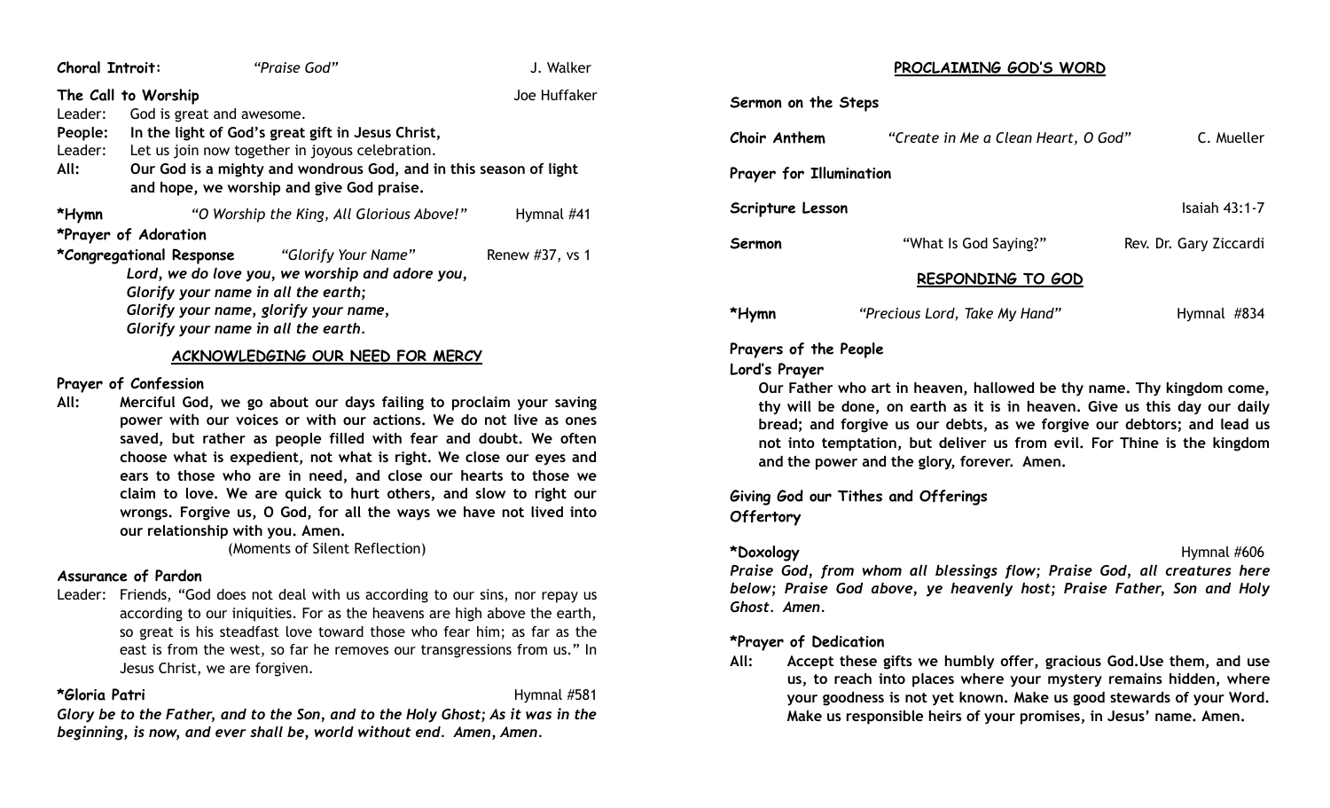**Choral Introit:** *"Praise God"* J. Walker

**The Call to Worship** Joe Huffaker

Leader: God is great and awesome.
**People: In the light of God's great gift in Jesus Christ,**
Leader: Let us join now together in joyous celebration.
**All: Our God is a mighty and wondrous God, and in this season of light and hope, we worship and give God praise.**

**\*Hymn** *"O Worship the King, All Glorious Above!"* Hymnal #41

**\*Prayer of Adoration**

**\*Congregational Response** *"Glorify Your Name"* Renew #37, vs 1

***Lord, we do love you, we worship and adore you,***
***Glorify your name in all the earth;***
***Glorify your name, glorify your name,***
***Glorify your name in all the earth.***

## ACKNOWLEDGING OUR NEED FOR MERCY

**Prayer of Confession**

**All: Merciful God, we go about our days failing to proclaim your saving power with our voices or with our actions. We do not live as ones saved, but rather as people filled with fear and doubt. We often choose what is expedient, not what is right. We close our eyes and ears to those who are in need, and close our hearts to those we claim to love. We are quick to hurt others, and slow to right our wrongs. Forgive us, O God, for all the ways we have not lived into our relationship with you. Amen.**

(Moments of Silent Reflection)

**Assurance of Pardon**

Leader: Friends, "God does not deal with us according to our sins, nor repay us according to our iniquities. For as the heavens are high above the earth, so great is his steadfast love toward those who fear him; as far as the east is from the west, so far he removes our transgressions from us." In Jesus Christ, we are forgiven.

**\*Gloria Patri** Hymnal #581

*Glory be to the Father, and to the Son, and to the Holy Ghost; As it was in the beginning, is now, and ever shall be, world without end. Amen, Amen.*

## PROCLAIMING GOD'S WORD

**Sermon on the Steps**

**Choir Anthem** *"Create in Me a Clean Heart, O God"* C. Mueller

**Prayer for Illumination**

**Scripture Lesson** Isaiah 43:1-7

**Sermon** "What Is God Saying?" Rev. Dr. Gary Ziccardi

## RESPONDING TO GOD

**\*Hymn** *"Precious Lord, Take My Hand"* Hymnal #834

**Prayers of the People**

**Lord's Prayer**

**Our Father who art in heaven, hallowed be thy name. Thy kingdom come, thy will be done, on earth as it is in heaven. Give us this day our daily bread; and forgive us our debts, as we forgive our debtors; and lead us not into temptation, but deliver us from evil. For Thine is the kingdom and the power and the glory, forever. Amen.**

**Giving God our Tithes and Offerings**

**Offertory**

**\*Doxology** Hymnal #606

***Praise God, from whom all blessings flow; Praise God, all creatures here below; Praise God above, ye heavenly host; Praise Father, Son and Holy Ghost. Amen.***

**\*Prayer of Dedication**

**All: Accept these gifts we humbly offer, gracious God.Use them, and use us, to reach into places where your mystery remains hidden, where your goodness is not yet known. Make us good stewards of your Word. Make us responsible heirs of your promises, in Jesus' name. Amen.**